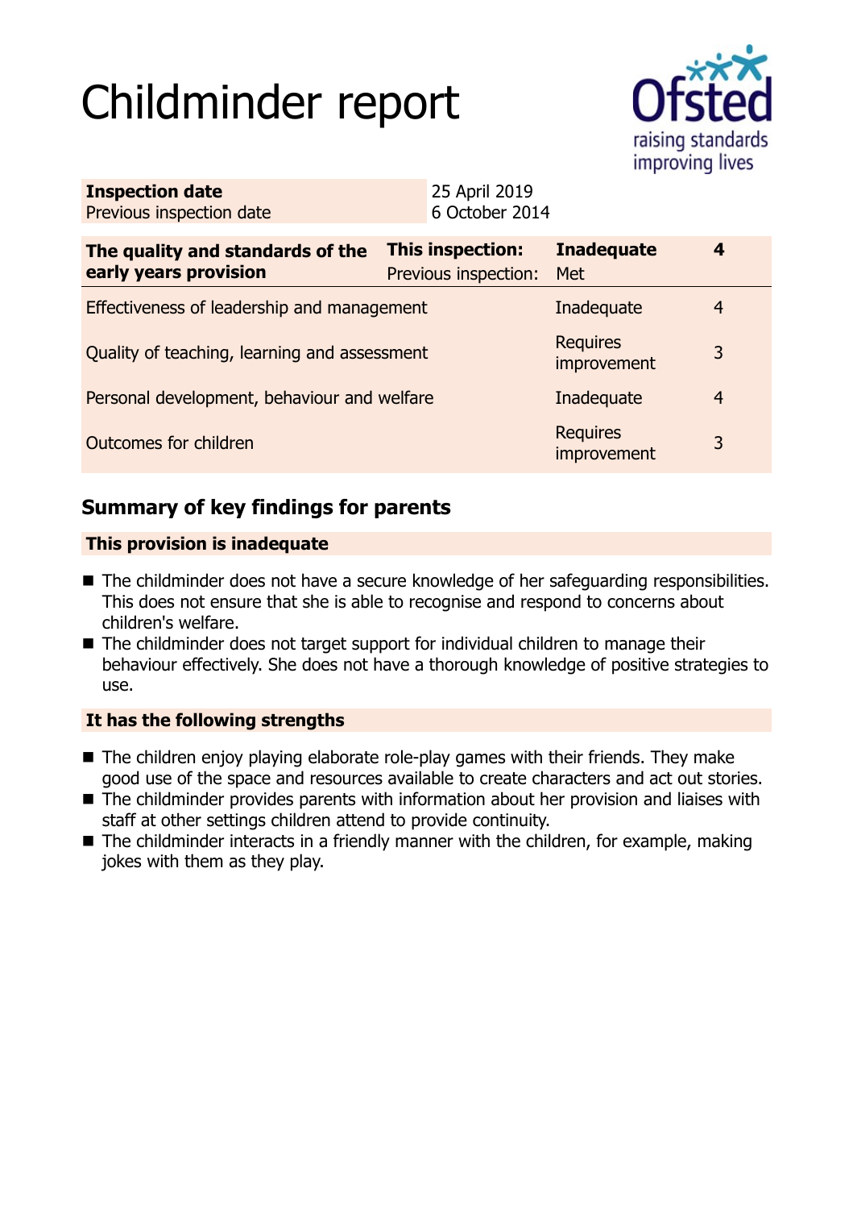# Childminder report

| Inspection date | 25 April 2019 |
|---|---|
| Previous inspection date | 6 October 2014 |

| The quality and standards of the early years provision | This inspection: | Inadequate | 4 |
|---|---|---|---|
| | Previous inspection: | Met | |
| Effectiveness of leadership and management | | Inadequate | 4 |
| Quality of teaching, learning and assessment | | Requires improvement | 3 |
| Personal development, behaviour and welfare | | Inadequate | 4 |
| Outcomes for children | | Requires improvement | 3 |

## Summary of key findings for parents

**This provision is inadequate**

- The childminder does not have a secure knowledge of her safeguarding responsibilities. This does not ensure that she is able to recognise and respond to concerns about children's welfare.
- The childminder does not target support for individual children to manage their behaviour effectively. She does not have a thorough knowledge of positive strategies to use.

**It has the following strengths**

- The children enjoy playing elaborate role-play games with their friends. They make good use of the space and resources available to create characters and act out stories.
- The childminder provides parents with information about her provision and liaises with staff at other settings children attend to provide continuity.
- The childminder interacts in a friendly manner with the children, for example, making jokes with them as they play.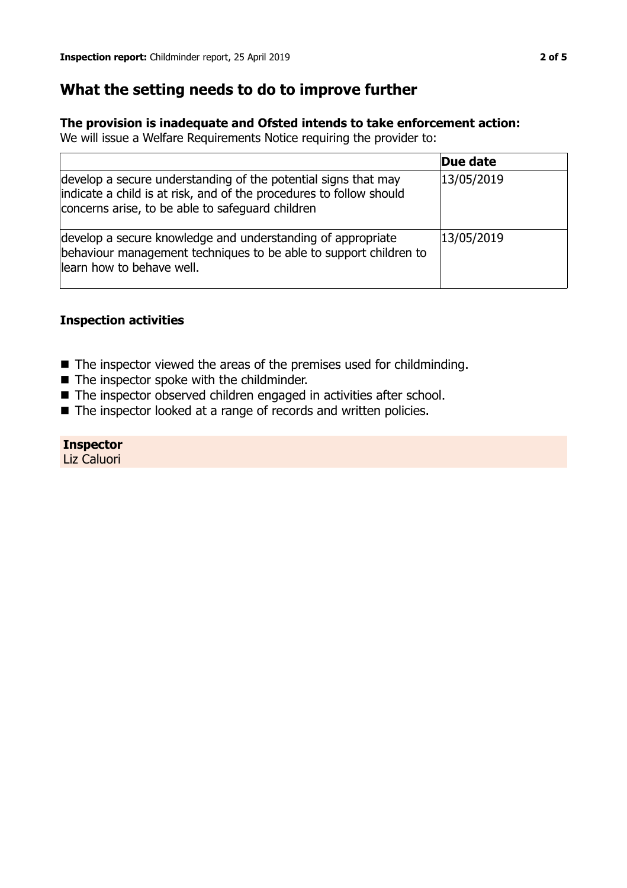## What the setting needs to do to improve further

**The provision is inadequate and Ofsted intends to take enforcement action:**
We will issue a Welfare Requirements Notice requiring the provider to:

| | Due date |
|---|---|
| develop a secure understanding of the potential signs that may indicate a child is at risk, and of the procedures to follow should concerns arise, to be able to safeguard children | 13/05/2019 |
| develop a secure knowledge and understanding of appropriate behaviour management techniques to be able to support children to learn how to behave well. | 13/05/2019 |

### Inspection activities

- The inspector viewed the areas of the premises used for childminding.
- The inspector spoke with the childminder.
- The inspector observed children engaged in activities after school.
- The inspector looked at a range of records and written policies.

**Inspector**
Liz Caluori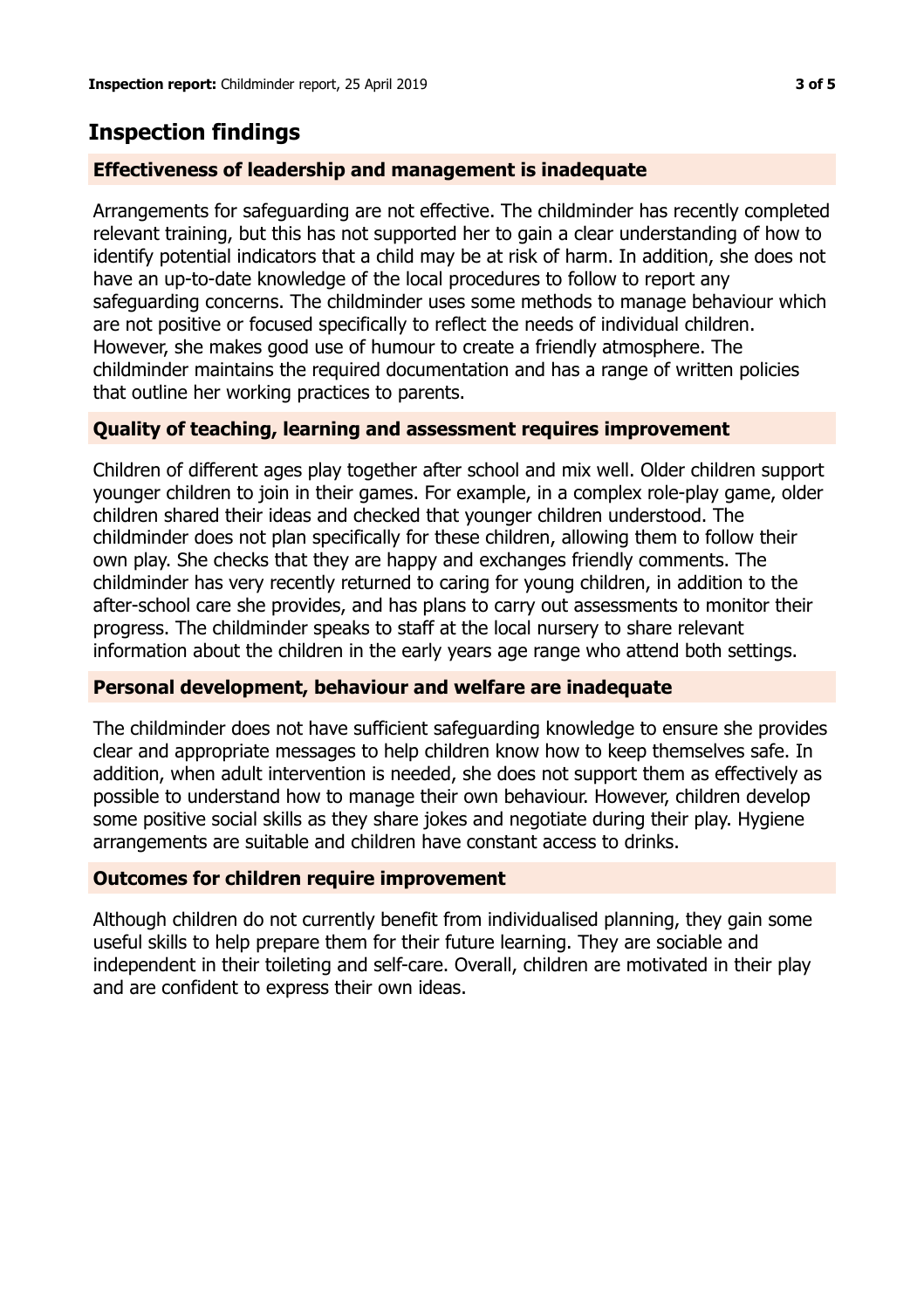## Inspection findings

### Effectiveness of leadership and management is inadequate

Arrangements for safeguarding are not effective. The childminder has recently completed relevant training, but this has not supported her to gain a clear understanding of how to identify potential indicators that a child may be at risk of harm. In addition, she does not have an up-to-date knowledge of the local procedures to follow to report any safeguarding concerns. The childminder uses some methods to manage behaviour which are not positive or focused specifically to reflect the needs of individual children. However, she makes good use of humour to create a friendly atmosphere. The childminder maintains the required documentation and has a range of written policies that outline her working practices to parents.

### Quality of teaching, learning and assessment requires improvement

Children of different ages play together after school and mix well. Older children support younger children to join in their games. For example, in a complex role-play game, older children shared their ideas and checked that younger children understood. The childminder does not plan specifically for these children, allowing them to follow their own play. She checks that they are happy and exchanges friendly comments. The childminder has very recently returned to caring for young children, in addition to the after-school care she provides, and has plans to carry out assessments to monitor their progress. The childminder speaks to staff at the local nursery to share relevant information about the children in the early years age range who attend both settings.

### Personal development, behaviour and welfare are inadequate

The childminder does not have sufficient safeguarding knowledge to ensure she provides clear and appropriate messages to help children know how to keep themselves safe. In addition, when adult intervention is needed, she does not support them as effectively as possible to understand how to manage their own behaviour. However, children develop some positive social skills as they share jokes and negotiate during their play. Hygiene arrangements are suitable and children have constant access to drinks.

### Outcomes for children require improvement

Although children do not currently benefit from individualised planning, they gain some useful skills to help prepare them for their future learning. They are sociable and independent in their toileting and self-care. Overall, children are motivated in their play and are confident to express their own ideas.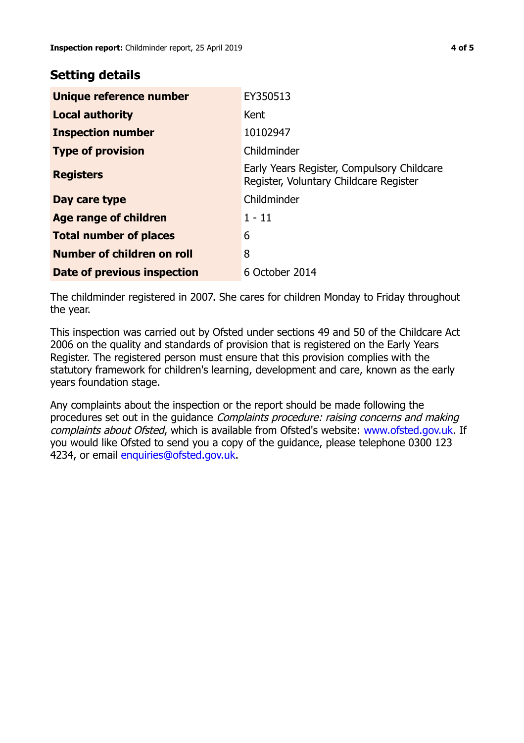## Setting details

| | |
|---|---|
| **Unique reference number** | EY350513 |
| **Local authority** | Kent |
| **Inspection number** | 10102947 |
| **Type of provision** | Childminder |
| **Registers** | Early Years Register, Compulsory Childcare Register, Voluntary Childcare Register |
| **Day care type** | Childminder |
| **Age range of children** | 1 - 11 |
| **Total number of places** | 6 |
| **Number of children on roll** | 8 |
| **Date of previous inspection** | 6 October 2014 |

The childminder registered in 2007. She cares for children Monday to Friday throughout the year.

This inspection was carried out by Ofsted under sections 49 and 50 of the Childcare Act 2006 on the quality and standards of provision that is registered on the Early Years Register. The registered person must ensure that this provision complies with the statutory framework for children's learning, development and care, known as the early years foundation stage.

Any complaints about the inspection or the report should be made following the procedures set out in the guidance *Complaints procedure: raising concerns and making complaints about Ofsted*, which is available from Ofsted's website: www.ofsted.gov.uk. If you would like Ofsted to send you a copy of the guidance, please telephone 0300 123 4234, or email enquiries@ofsted.gov.uk.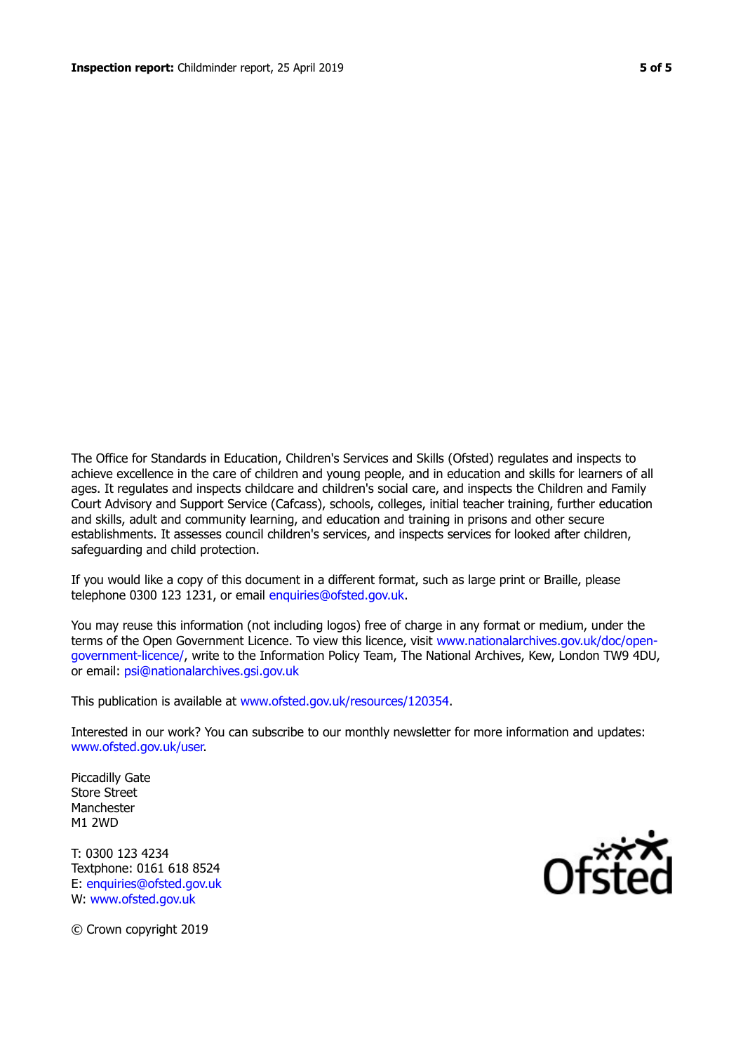The Office for Standards in Education, Children's Services and Skills (Ofsted) regulates and inspects to achieve excellence in the care of children and young people, and in education and skills for learners of all ages. It regulates and inspects childcare and children's social care, and inspects the Children and Family Court Advisory and Support Service (Cafcass), schools, colleges, initial teacher training, further education and skills, adult and community learning, and education and training in prisons and other secure establishments. It assesses council children's services, and inspects services for looked after children, safeguarding and child protection.

If you would like a copy of this document in a different format, such as large print or Braille, please telephone 0300 123 1231, or email enquiries@ofsted.gov.uk.

You may reuse this information (not including logos) free of charge in any format or medium, under the terms of the Open Government Licence. To view this licence, visit www.nationalarchives.gov.uk/doc/open-government-licence/, write to the Information Policy Team, The National Archives, Kew, London TW9 4DU, or email: psi@nationalarchives.gsi.gov.uk

This publication is available at www.ofsted.gov.uk/resources/120354.

Interested in our work? You can subscribe to our monthly newsletter for more information and updates: www.ofsted.gov.uk/user.

Piccadilly Gate
Store Street
Manchester
M1 2WD

T: 0300 123 4234
Textphone: 0161 618 8524
E: enquiries@ofsted.gov.uk
W: www.ofsted.gov.uk

© Crown copyright 2019